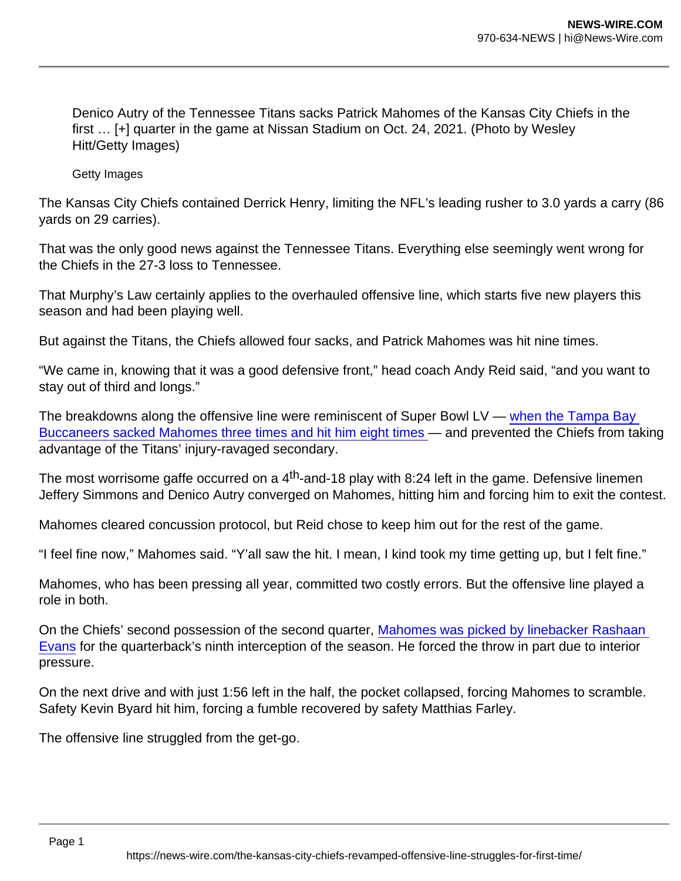Denico Autry of the Tennessee Titans sacks Patrick Mahomes of the Kansas City Chiefs in the first … [+] quarter in the game at Nissan Stadium on Oct. 24, 2021. (Photo by Wesley Hitt/Getty Images)

Getty Images

The Kansas City Chiefs contained Derrick Henry, limiting the NFL's leading rusher to 3.0 yards a carry (86 yards on 29 carries).

That was the only good news against the Tennessee Titans. Everything else seemingly went wrong for the Chiefs in the 27-3 loss to Tennessee.

That Murphy's Law certainly applies to the overhauled offensive line, which starts five new players this season and had been playing well.

But against the Titans, the Chiefs allowed four sacks, and Patrick Mahomes was hit nine times.

"We came in, knowing that it was a good defensive front," head coach Andy Reid said, "and you want to stay out of third and longs."

The breakdowns along the offensive line were reminiscent of Super Bowl LV — when the Tampa Bay Buccaneers sacked Mahomes three times and hit him eight times — and prevented the Chiefs from taking advantage of the Titans' injury-ravaged secondary.

The most worrisome gaffe occurred on a 4th-and-18 play with 8:24 left in the game. Defensive linemen Jeffery Simmons and Denico Autry converged on Mahomes, hitting him and forcing him to exit the contest.

Mahomes cleared concussion protocol, but Reid chose to keep him out for the rest of the game.

"I feel fine now," Mahomes said. "Y'all saw the hit. I mean, I kind took my time getting up, but I felt fine."

Mahomes, who has been pressing all year, committed two costly errors. But the offensive line played a role in both.

On the Chiefs' second possession of the second quarter, Mahomes was picked by linebacker Rashaan Evans for the quarterback's ninth interception of the season. He forced the throw in part due to interior pressure.

On the next drive and with just 1:56 left in the half, the pocket collapsed, forcing Mahomes to scramble. Safety Kevin Byard hit him, forcing a fumble recovered by safety Matthias Farley.

The offensive line struggled from the get-go.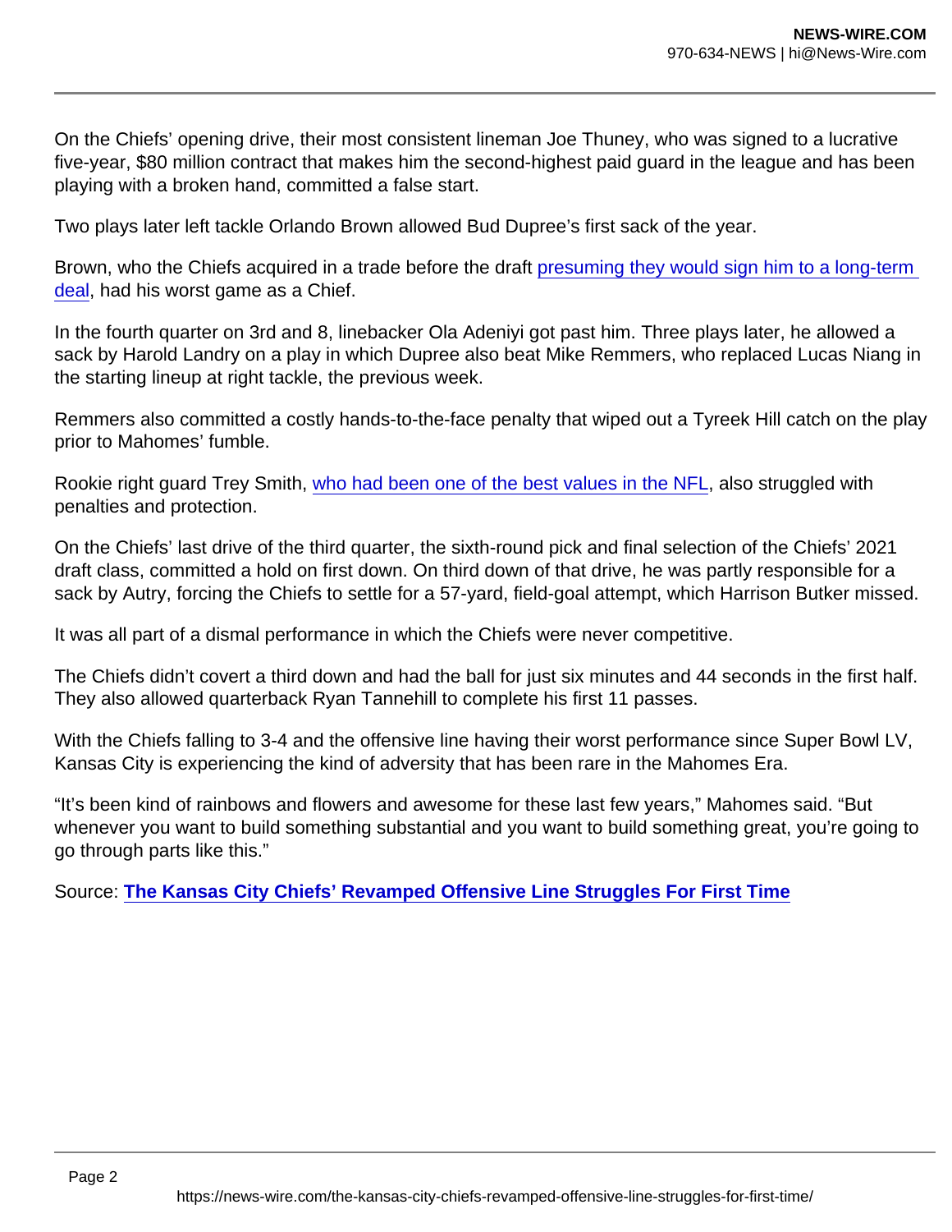On the Chiefs' opening drive, their most consistent lineman Joe Thuney, who was signed to a lucrative five-year, $80 million contract that makes him the second-highest paid guard in the league and has been playing with a broken hand, committed a false start.

Two plays later left tackle Orlando Brown allowed Bud Dupree's first sack of the year.

Brown, who the Chiefs acquired in a trade before the draft [presuming they would sign him to a long-term deal](), had his worst game as a Chief.

In the fourth quarter on 3rd and 8, linebacker Ola Adeniyi got past him. Three plays later, he allowed a sack by Harold Landry on a play in which Dupree also beat Mike Remmers, who replaced Lucas Niang in the starting lineup at right tackle, the previous week.

Remmers also committed a costly hands-to-the-face penalty that wiped out a Tyreek Hill catch on the play prior to Mahomes' fumble.

Rookie right guard Trey Smith, [who had been one of the best values in the NFL](), also struggled with penalties and protection.

On the Chiefs' last drive of the third quarter, the sixth-round pick and final selection of the Chiefs' 2021 draft class, committed a hold on first down. On third down of that drive, he was partly responsible for a sack by Autry, forcing the Chiefs to settle for a 57-yard, field-goal attempt, which Harrison Butker missed.

It was all part of a dismal performance in which the Chiefs were never competitive.

The Chiefs didn't covert a third down and had the ball for just six minutes and 44 seconds in the first half. They also allowed quarterback Ryan Tannehill to complete his first 11 passes.

With the Chiefs falling to 3-4 and the offensive line having their worst performance since Super Bowl LV, Kansas City is experiencing the kind of adversity that has been rare in the Mahomes Era.

"It's been kind of rainbows and flowers and awesome for these last few years," Mahomes said. "But whenever you want to build something substantial and you want to build something great, you're going to go through parts like this."

Source: **[The Kansas City Chiefs' Revamped Offensive Line Struggles For First Time]()**